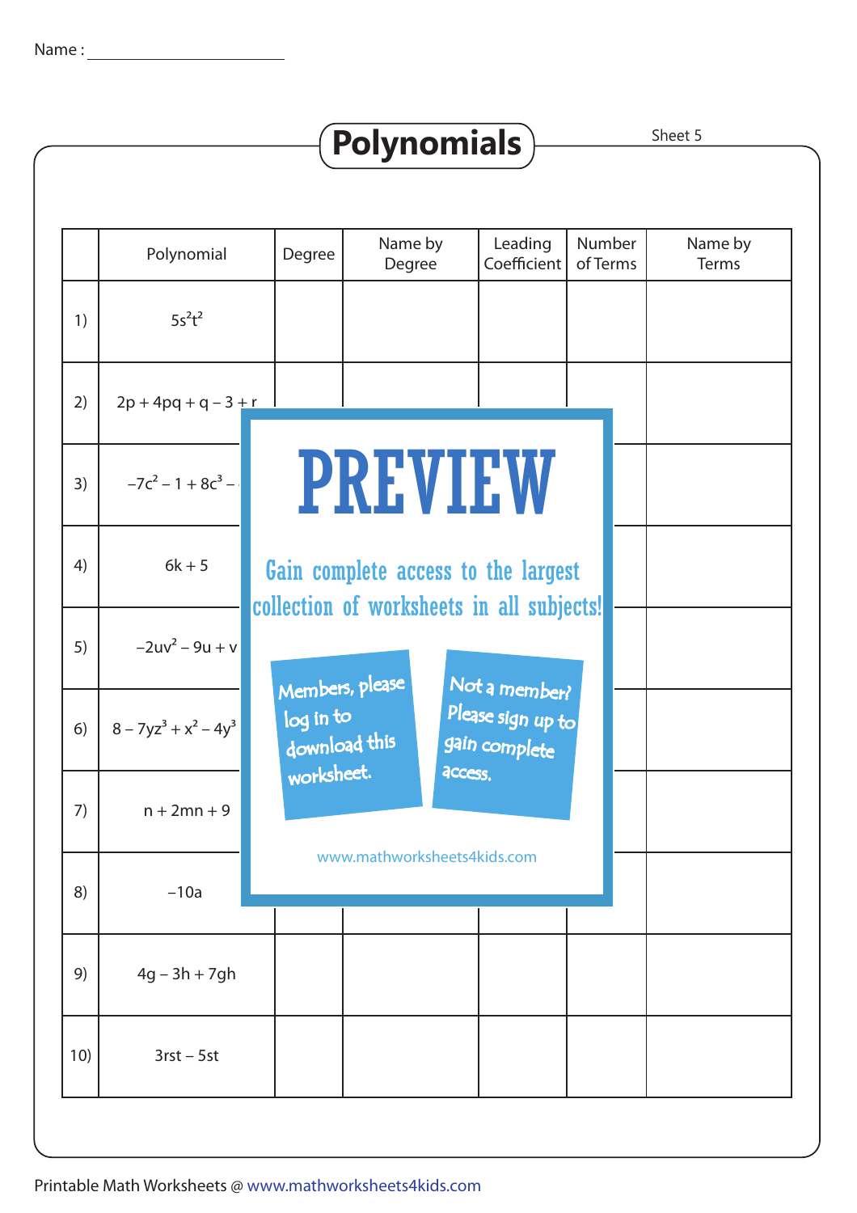Name : ____________________

# Polynomials

Sheet 5

| | Polynomial | Degree | Name by Degree | Leading Coefficient | Number of Terms | Name by Terms |
|---|---|---|---|---|---|---|
| 1) | $5s^2t^2$ | | | | | |
| 2) | $2p + 4pq + q - 3 + r$ | | | | | |
| 3) | $-7c^2 - 1 + 8c^3 -$ | | | | | |
| 4) | $6k + 5$ | | | | | |
| 5) | $-2uv^2 - 9u + v$ | | | | | |
| 6) | $8 - 7yz^3 + x^2 - 4y^3$ | | | | | |
| 7) | $n + 2mn + 9$ | | | | | |
| 8) | $-10a$ | | | | | |
| 9) | $4g - 3h + 7gh$ | | | | | |
| 10) | $3rst - 5st$ | | | | | |

PREVIEW

Gain complete access to the largest collection of worksheets in all subjects!

Members, please log in to download this worksheet.

Not a member? Please sign up to gain complete access.

www.mathworksheets4kids.com

Printable Math Worksheets @ www.mathworksheets4kids.com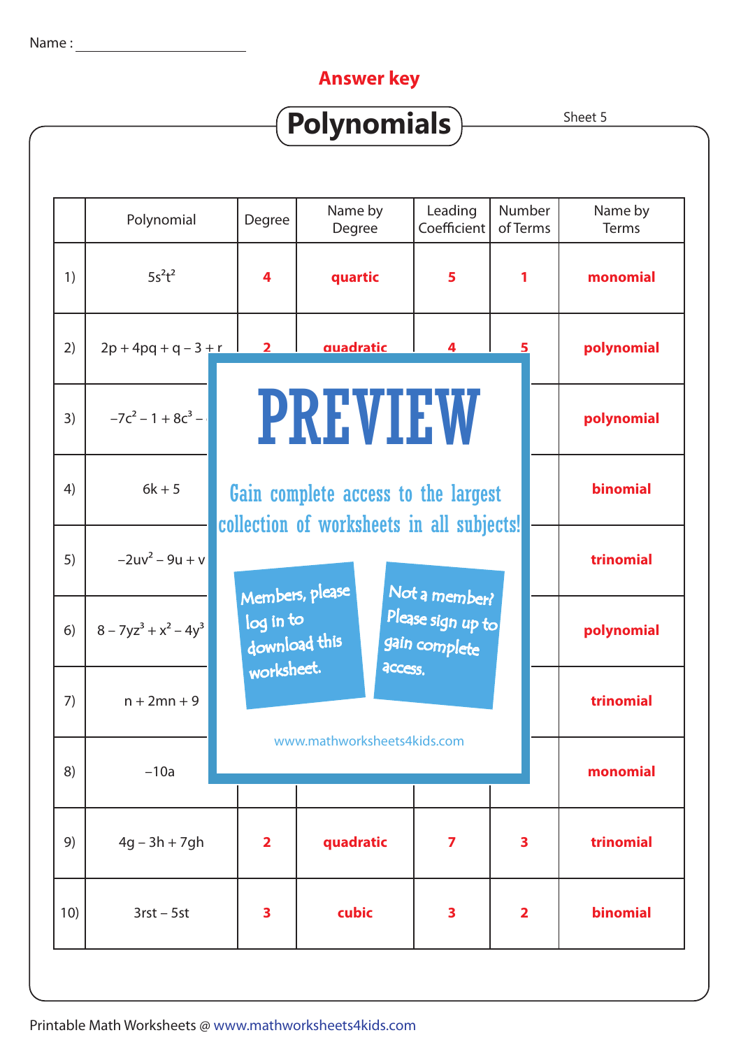Name : ____________________

**Answer key**

# Polynomials

Sheet 5

| | Polynomial | Degree | Name by Degree | Leading Coefficient | Number of Terms | Name by Terms |
|---|---|---|---|---|---|---|
| 1) | $5s^2t^2$ | **4** | **quartic** | **5** | **1** | **monomial** |
| 2) | $2p + 4pq + q - 3 + r$ | **2** | **quadratic** | **4** | **5** | **polynomial** |
| 3) | $-7c^2 - 1 + 8c^3 -$ | | | | | **polynomial** |
| 4) | $6k + 5$ | | | | | **binomial** |
| 5) | $-2uv^2 - 9u + v$ | | | | | **trinomial** |
| 6) | $8 - 7yz^3 + x^2 - 4y^3$ | | | | | **polynomial** |
| 7) | $n + 2mn + 9$ | | | | | **trinomial** |
| 8) | $-10a$ | | | | | **monomial** |
| 9) | $4g - 3h + 7gh$ | **2** | **quadratic** | **7** | **3** | **trinomial** |
| 10) | $3rst - 5st$ | **3** | **cubic** | **3** | **2** | **binomial** |

PREVIEW

Gain complete access to the largest collection of worksheets in all subjects!

Members, please log in to download this worksheet.

Not a member? Please sign up to gain complete access.

www.mathworksheets4kids.com

Printable Math Worksheets @ www.mathworksheets4kids.com